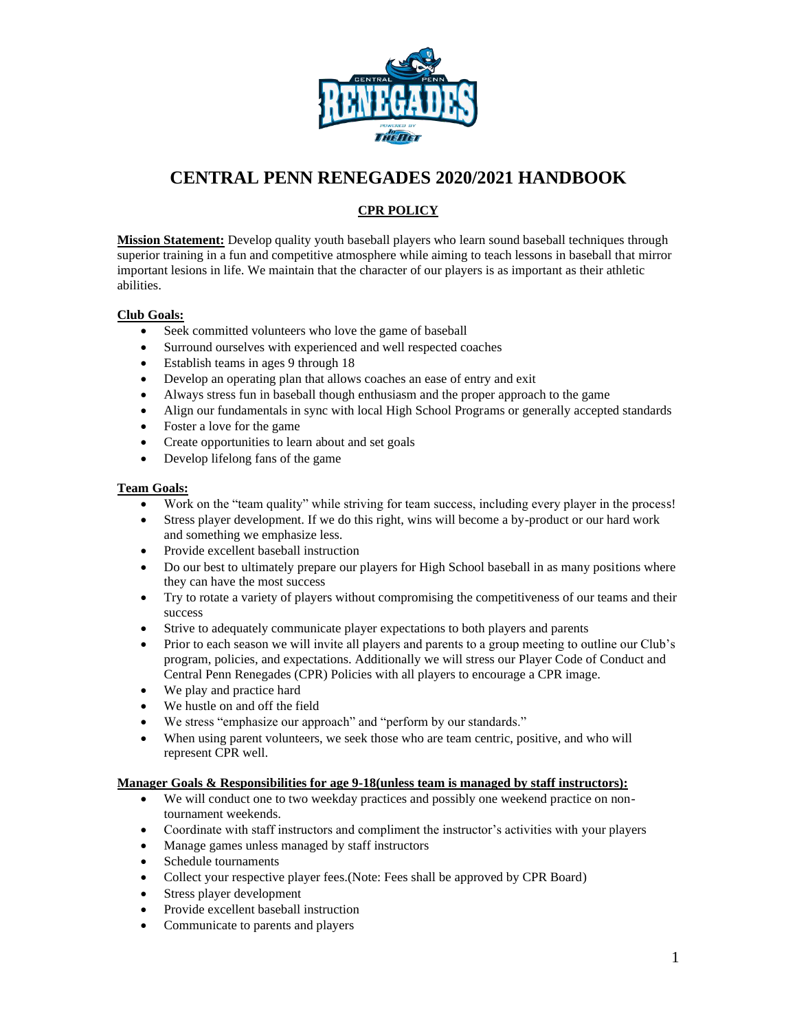# CENTRAL PENN RENEGADES 2020/2021 HANDBOOK

## CPR POLICY

**Mission Statement:** Develop quality youth baseball players who learn sound baseball techniques through superior training in a fun and competitive atmosphere while aiming to teach lessons in baseball that mirror important lesions in life. We maintain that the character of our players is as important as their athletic abilities.

**Club Goals:**

- Seek committed volunteers who love the game of baseball
- Surround ourselves with experienced and well respected coaches
- Establish teams in ages 9 through 18
- Develop an operating plan that allows coaches an ease of entry and exit
- Always stress fun in baseball though enthusiasm and the proper approach to the game
- Align our fundamentals in sync with local High School Programs or generally accepted standards
- Foster a love for the game
- Create opportunities to learn about and set goals
- Develop lifelong fans of the game

**Team Goals:**

- Work on the "team quality" while striving for team success, including every player in the process!
- Stress player development. If we do this right, wins will become a by-product or our hard work and something we emphasize less.
- Provide excellent baseball instruction
- Do our best to ultimately prepare our players for High School baseball in as many positions where they can have the most success
- Try to rotate a variety of players without compromising the competitiveness of our teams and their success
- Strive to adequately communicate player expectations to both players and parents
- Prior to each season we will invite all players and parents to a group meeting to outline our Club's program, policies, and expectations. Additionally we will stress our Player Code of Conduct and Central Penn Renegades (CPR) Policies with all players to encourage a CPR image.
- We play and practice hard
- We hustle on and off the field
- We stress "emphasize our approach" and "perform by our standards."
- When using parent volunteers, we seek those who are team centric, positive, and who will represent CPR well.

**Manager Goals & Responsibilities for age 9-18(unless team is managed by staff instructors):**

- We will conduct one to two weekday practices and possibly one weekend practice on non-tournament weekends.
- Coordinate with staff instructors and compliment the instructor's activities with your players
- Manage games unless managed by staff instructors
- Schedule tournaments
- Collect your respective player fees.(Note: Fees shall be approved by CPR Board)
- Stress player development
- Provide excellent baseball instruction
- Communicate to parents and players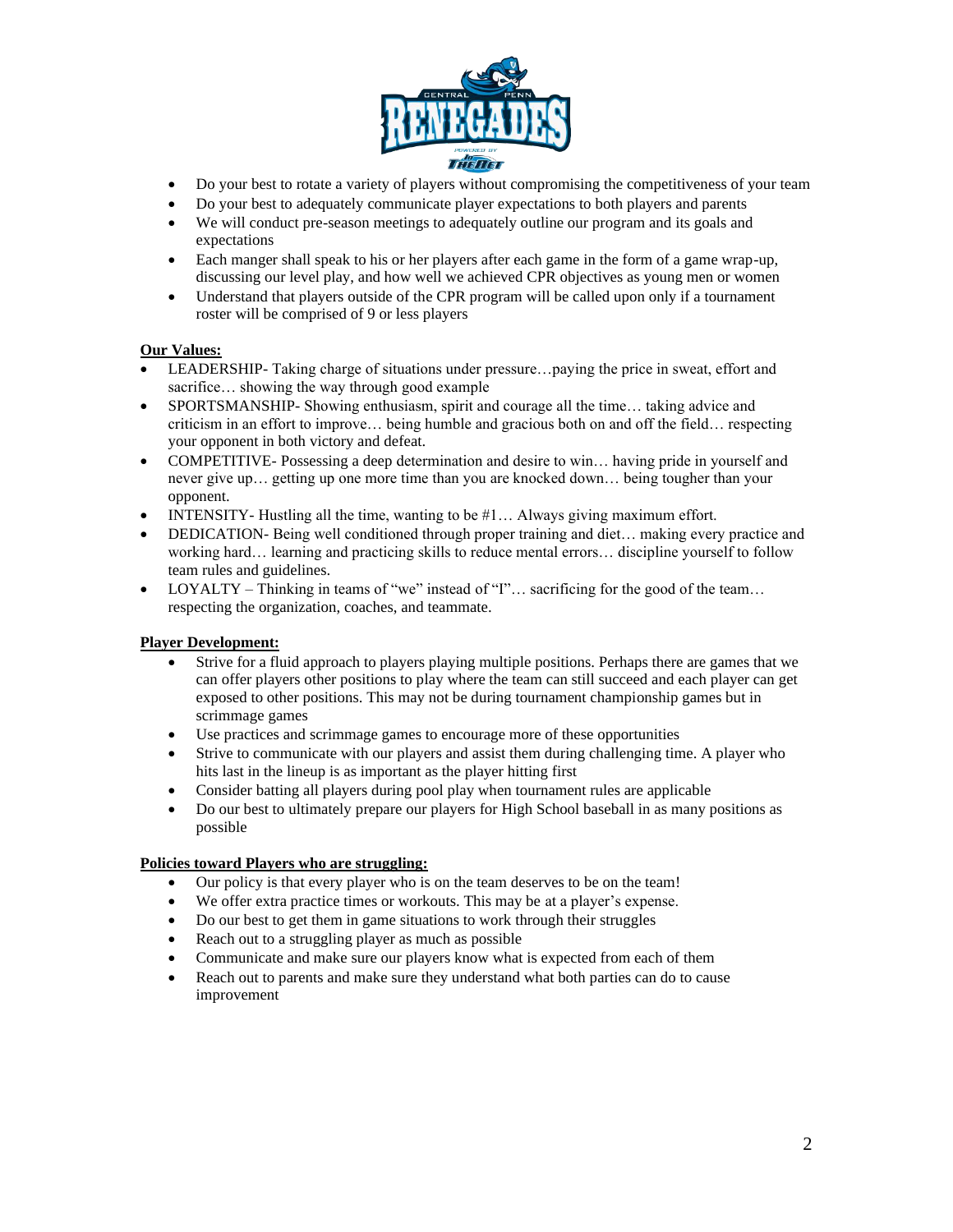- Do your best to rotate a variety of players without compromising the competitiveness of your team
- Do your best to adequately communicate player expectations to both players and parents
- We will conduct pre-season meetings to adequately outline our program and its goals and expectations
- Each manger shall speak to his or her players after each game in the form of a game wrap-up, discussing our level play, and how well we achieved CPR objectives as young men or women
- Understand that players outside of the CPR program will be called upon only if a tournament roster will be comprised of 9 or less players

**Our Values:**

- LEADERSHIP- Taking charge of situations under pressure…paying the price in sweat, effort and sacrifice… showing the way through good example
- SPORTSMANSHIP- Showing enthusiasm, spirit and courage all the time… taking advice and criticism in an effort to improve… being humble and gracious both on and off the field… respecting your opponent in both victory and defeat.
- COMPETITIVE- Possessing a deep determination and desire to win… having pride in yourself and never give up… getting up one more time than you are knocked down… being tougher than your opponent.
- INTENSITY- Hustling all the time, wanting to be #1… Always giving maximum effort.
- DEDICATION- Being well conditioned through proper training and diet… making every practice and working hard… learning and practicing skills to reduce mental errors… discipline yourself to follow team rules and guidelines.
- LOYALTY – Thinking in teams of "we" instead of "I"… sacrificing for the good of the team… respecting the organization, coaches, and teammate.

**Player Development:**

- Strive for a fluid approach to players playing multiple positions. Perhaps there are games that we can offer players other positions to play where the team can still succeed and each player can get exposed to other positions. This may not be during tournament championship games but in scrimmage games
- Use practices and scrimmage games to encourage more of these opportunities
- Strive to communicate with our players and assist them during challenging time. A player who hits last in the lineup is as important as the player hitting first
- Consider batting all players during pool play when tournament rules are applicable
- Do our best to ultimately prepare our players for High School baseball in as many positions as possible

**Policies toward Players who are struggling:**

- Our policy is that every player who is on the team deserves to be on the team!
- We offer extra practice times or workouts. This may be at a player's expense.
- Do our best to get them in game situations to work through their struggles
- Reach out to a struggling player as much as possible
- Communicate and make sure our players know what is expected from each of them
- Reach out to parents and make sure they understand what both parties can do to cause improvement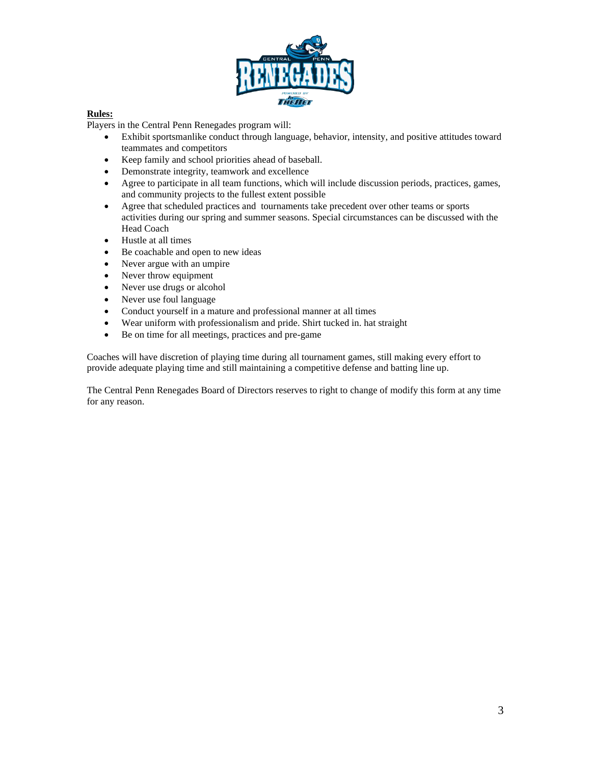**Rules:**

Players in the Central Penn Renegades program will:

- Exhibit sportsmanlike conduct through language, behavior, intensity, and positive attitudes toward teammates and competitors
- Keep family and school priorities ahead of baseball.
- Demonstrate integrity, teamwork and excellence
- Agree to participate in all team functions, which will include discussion periods, practices, games, and community projects to the fullest extent possible
- Agree that scheduled practices and tournaments take precedent over other teams or sports activities during our spring and summer seasons. Special circumstances can be discussed with the Head Coach
- Hustle at all times
- Be coachable and open to new ideas
- Never argue with an umpire
- Never throw equipment
- Never use drugs or alcohol
- Never use foul language
- Conduct yourself in a mature and professional manner at all times
- Wear uniform with professionalism and pride. Shirt tucked in. hat straight
- Be on time for all meetings, practices and pre-game

Coaches will have discretion of playing time during all tournament games, still making every effort to provide adequate playing time and still maintaining a competitive defense and batting line up.

The Central Penn Renegades Board of Directors reserves to right to change of modify this form at any time for any reason.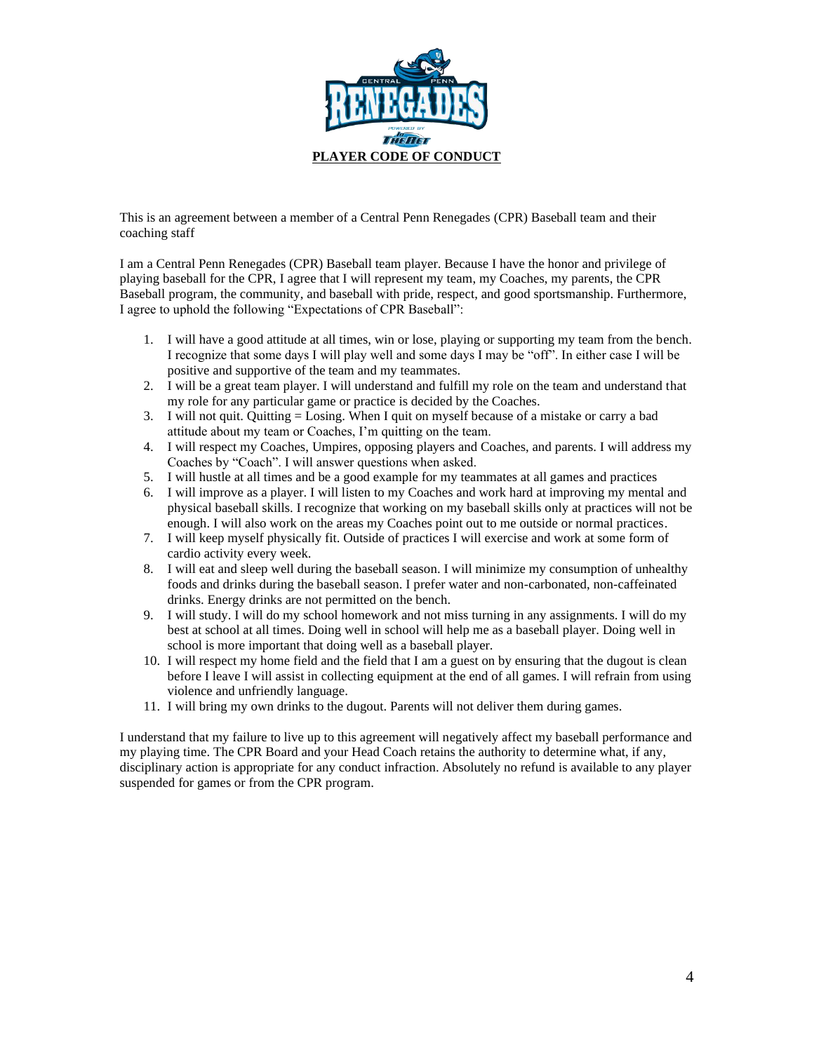# PLAYER CODE OF CONDUCT

This is an agreement between a member of a Central Penn Renegades (CPR) Baseball team and their coaching staff

I am a Central Penn Renegades (CPR) Baseball team player. Because I have the honor and privilege of playing baseball for the CPR, I agree that I will represent my team, my Coaches, my parents, the CPR Baseball program, the community, and baseball with pride, respect, and good sportsmanship. Furthermore, I agree to uphold the following "Expectations of CPR Baseball":

1. I will have a good attitude at all times, win or lose, playing or supporting my team from the bench. I recognize that some days I will play well and some days I may be "off". In either case I will be positive and supportive of the team and my teammates.
2. I will be a great team player. I will understand and fulfill my role on the team and understand that my role for any particular game or practice is decided by the Coaches.
3. I will not quit. Quitting = Losing. When I quit on myself because of a mistake or carry a bad attitude about my team or Coaches, I'm quitting on the team.
4. I will respect my Coaches, Umpires, opposing players and Coaches, and parents. I will address my Coaches by "Coach". I will answer questions when asked.
5. I will hustle at all times and be a good example for my teammates at all games and practices
6. I will improve as a player. I will listen to my Coaches and work hard at improving my mental and physical baseball skills. I recognize that working on my baseball skills only at practices will not be enough. I will also work on the areas my Coaches point out to me outside or normal practices.
7. I will keep myself physically fit. Outside of practices I will exercise and work at some form of cardio activity every week.
8. I will eat and sleep well during the baseball season. I will minimize my consumption of unhealthy foods and drinks during the baseball season. I prefer water and non-carbonated, non-caffeinated drinks. Energy drinks are not permitted on the bench.
9. I will study. I will do my school homework and not miss turning in any assignments. I will do my best at school at all times. Doing well in school will help me as a baseball player. Doing well in school is more important that doing well as a baseball player.
10. I will respect my home field and the field that I am a guest on by ensuring that the dugout is clean before I leave I will assist in collecting equipment at the end of all games. I will refrain from using violence and unfriendly language.
11. I will bring my own drinks to the dugout. Parents will not deliver them during games.

I understand that my failure to live up to this agreement will negatively affect my baseball performance and my playing time. The CPR Board and your Head Coach retains the authority to determine what, if any, disciplinary action is appropriate for any conduct infraction. Absolutely no refund is available to any player suspended for games or from the CPR program.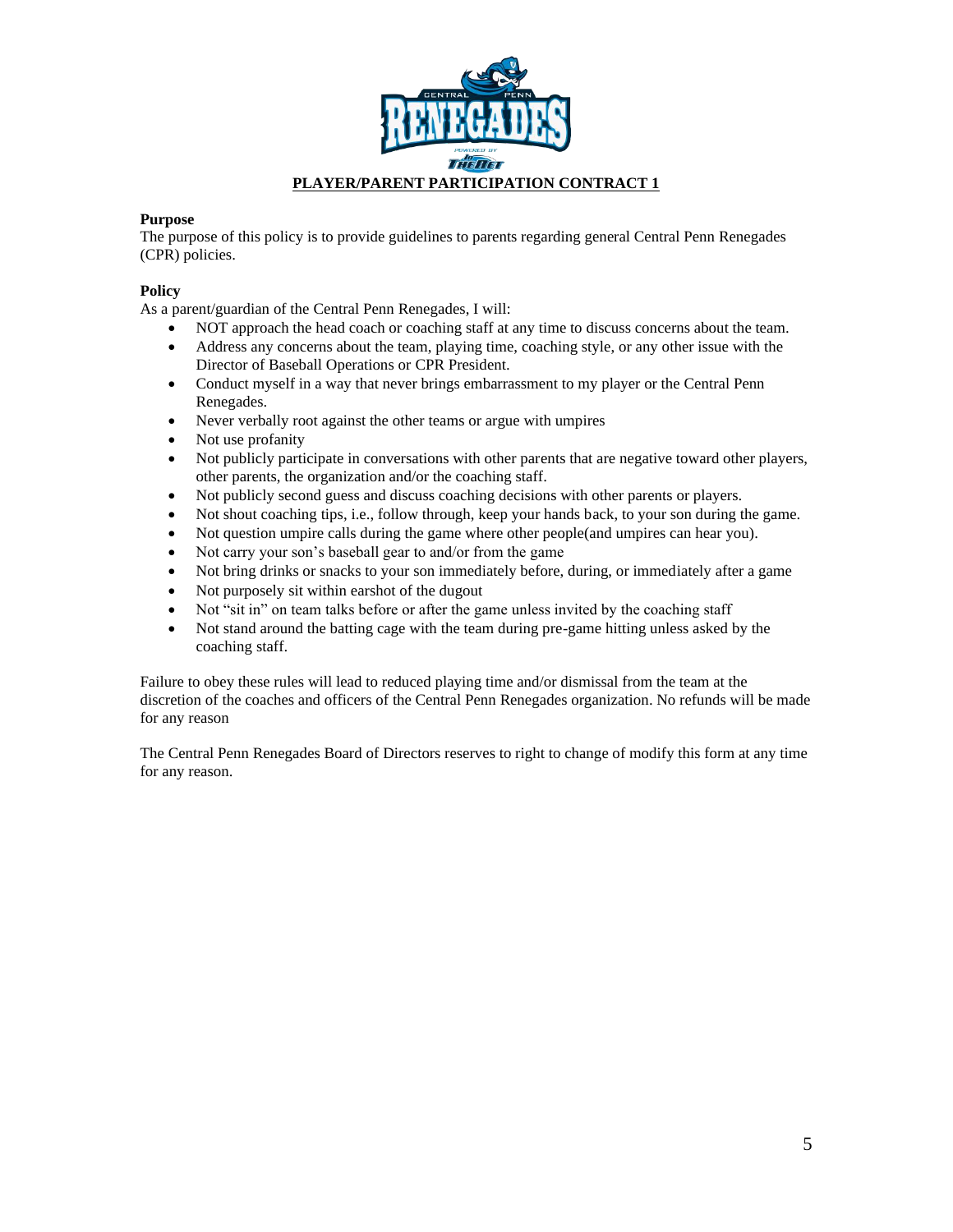**PLAYER/PARENT PARTICIPATION CONTRACT 1**

**Purpose**

The purpose of this policy is to provide guidelines to parents regarding general Central Penn Renegades (CPR) policies.

**Policy**

As a parent/guardian of the Central Penn Renegades, I will:

- NOT approach the head coach or coaching staff at any time to discuss concerns about the team.
- Address any concerns about the team, playing time, coaching style, or any other issue with the Director of Baseball Operations or CPR President.
- Conduct myself in a way that never brings embarrassment to my player or the Central Penn Renegades.
- Never verbally root against the other teams or argue with umpires
- Not use profanity
- Not publicly participate in conversations with other parents that are negative toward other players, other parents, the organization and/or the coaching staff.
- Not publicly second guess and discuss coaching decisions with other parents or players.
- Not shout coaching tips, i.e., follow through, keep your hands back, to your son during the game.
- Not question umpire calls during the game where other people(and umpires can hear you).
- Not carry your son's baseball gear to and/or from the game
- Not bring drinks or snacks to your son immediately before, during, or immediately after a game
- Not purposely sit within earshot of the dugout
- Not "sit in" on team talks before or after the game unless invited by the coaching staff
- Not stand around the batting cage with the team during pre-game hitting unless asked by the coaching staff.

Failure to obey these rules will lead to reduced playing time and/or dismissal from the team at the discretion of the coaches and officers of the Central Penn Renegades organization. No refunds will be made for any reason

The Central Penn Renegades Board of Directors reserves to right to change of modify this form at any time for any reason.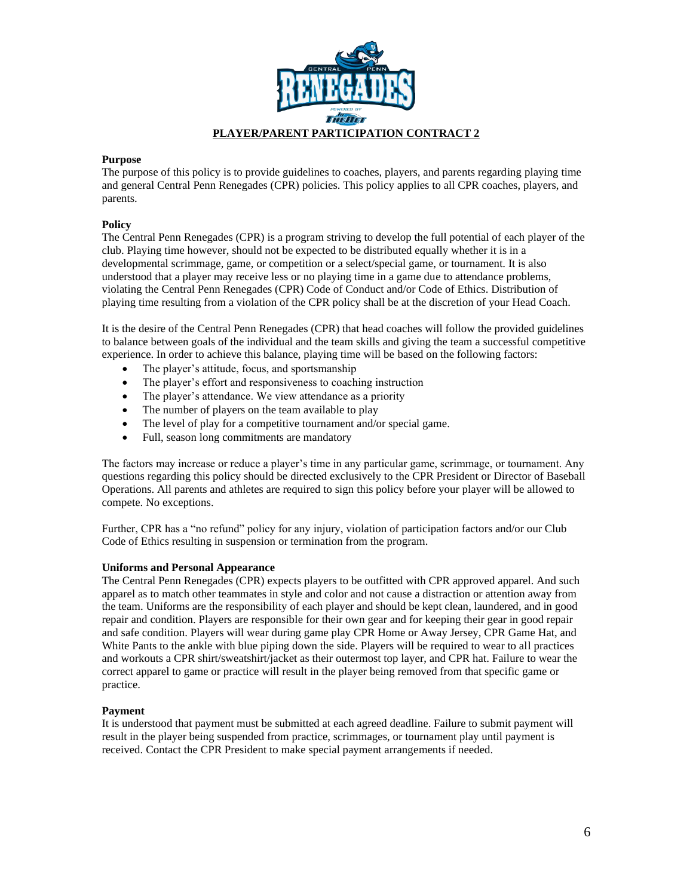# PLAYER/PARENT PARTICIPATION CONTRACT 2

**Purpose**

The purpose of this policy is to provide guidelines to coaches, players, and parents regarding playing time and general Central Penn Renegades (CPR) policies. This policy applies to all CPR coaches, players, and parents.

**Policy**

The Central Penn Renegades (CPR) is a program striving to develop the full potential of each player of the club. Playing time however, should not be expected to be distributed equally whether it is in a developmental scrimmage, game, or competition or a select/special game, or tournament. It is also understood that a player may receive less or no playing time in a game due to attendance problems, violating the Central Penn Renegades (CPR) Code of Conduct and/or Code of Ethics. Distribution of playing time resulting from a violation of the CPR policy shall be at the discretion of your Head Coach.

It is the desire of the Central Penn Renegades (CPR) that head coaches will follow the provided guidelines to balance between goals of the individual and the team skills and giving the team a successful competitive experience. In order to achieve this balance, playing time will be based on the following factors:

- The player's attitude, focus, and sportsmanship
- The player's effort and responsiveness to coaching instruction
- The player's attendance. We view attendance as a priority
- The number of players on the team available to play
- The level of play for a competitive tournament and/or special game.
- Full, season long commitments are mandatory

The factors may increase or reduce a player's time in any particular game, scrimmage, or tournament. Any questions regarding this policy should be directed exclusively to the CPR President or Director of Baseball Operations. All parents and athletes are required to sign this policy before your player will be allowed to compete. No exceptions.

Further, CPR has a "no refund" policy for any injury, violation of participation factors and/or our Club Code of Ethics resulting in suspension or termination from the program.

**Uniforms and Personal Appearance**

The Central Penn Renegades (CPR) expects players to be outfitted with CPR approved apparel. And such apparel as to match other teammates in style and color and not cause a distraction or attention away from the team. Uniforms are the responsibility of each player and should be kept clean, laundered, and in good repair and condition. Players are responsible for their own gear and for keeping their gear in good repair and safe condition. Players will wear during game play CPR Home or Away Jersey, CPR Game Hat, and White Pants to the ankle with blue piping down the side. Players will be required to wear to all practices and workouts a CPR shirt/sweatshirt/jacket as their outermost top layer, and CPR hat. Failure to wear the correct apparel to game or practice will result in the player being removed from that specific game or practice.

**Payment**

It is understood that payment must be submitted at each agreed deadline. Failure to submit payment will result in the player being suspended from practice, scrimmages, or tournament play until payment is received. Contact the CPR President to make special payment arrangements if needed.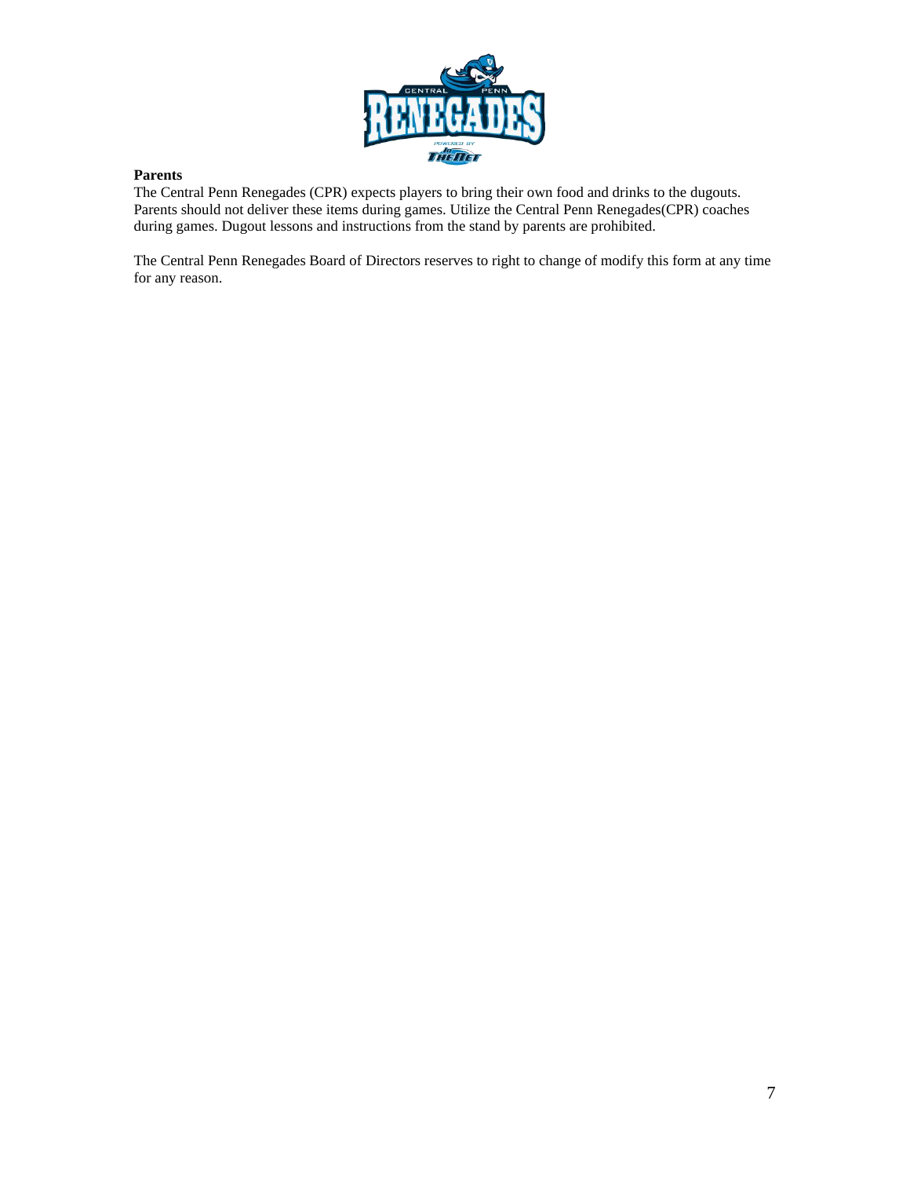**Parents**

The Central Penn Renegades (CPR) expects players to bring their own food and drinks to the dugouts. Parents should not deliver these items during games. Utilize the Central Penn Renegades(CPR) coaches during games. Dugout lessons and instructions from the stand by parents are prohibited.

The Central Penn Renegades Board of Directors reserves to right to change of modify this form at any time for any reason.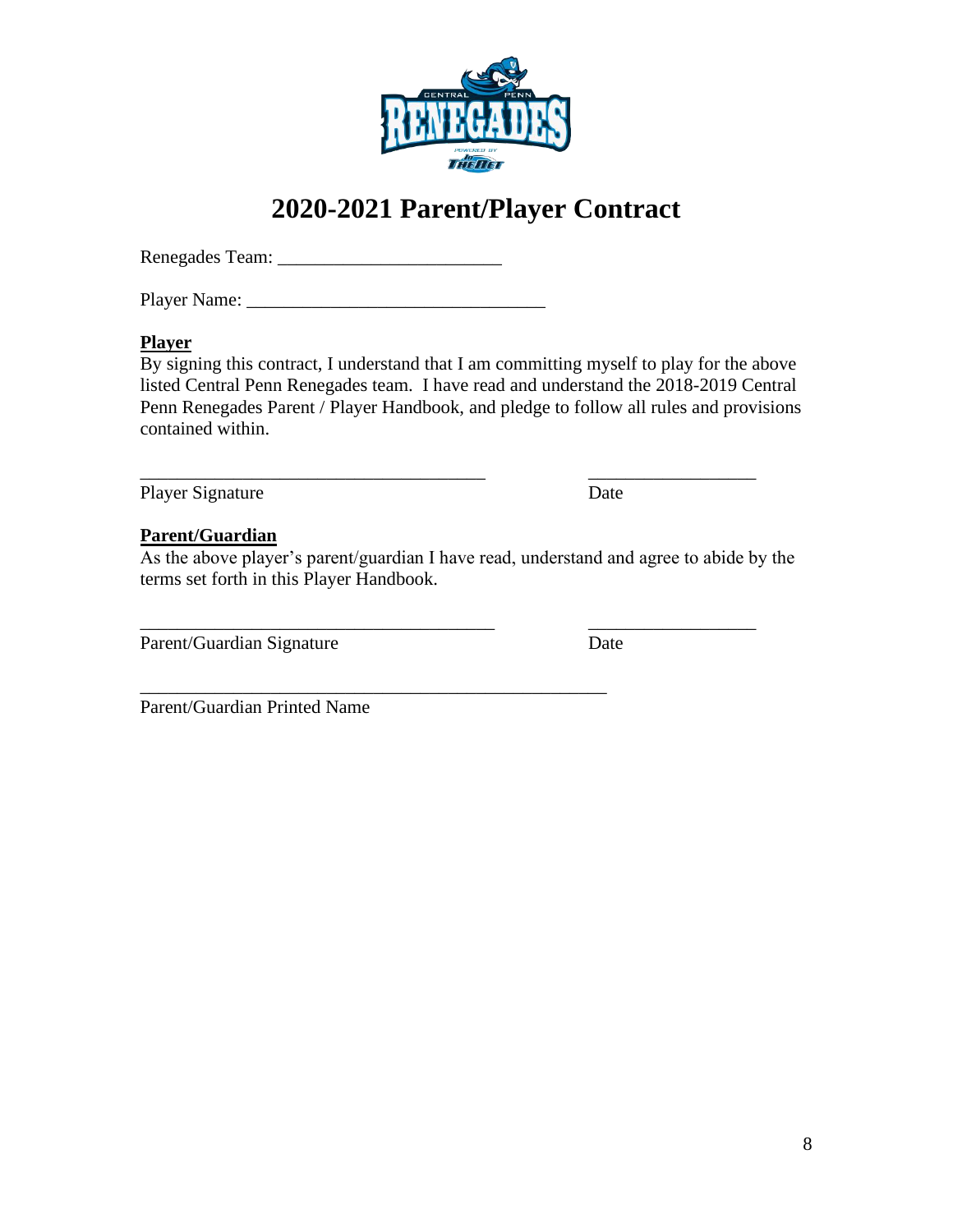# 2020-2021 Parent/Player Contract

Renegades Team: ________________________

Player Name: ________________________________

**Player**

By signing this contract, I understand that I am committing myself to play for the above listed Central Penn Renegades team. I have read and understand the 2018-2019 Central Penn Renegades Parent / Player Handbook, and pledge to follow all rules and provisions contained within.

_____________________________________ __________________

Player Signature Date

**Parent/Guardian**

As the above player's parent/guardian I have read, understand and agree to abide by the terms set forth in this Player Handbook.

______________________________________ __________________

Parent/Guardian Signature Date

__________________________________________________

Parent/Guardian Printed Name